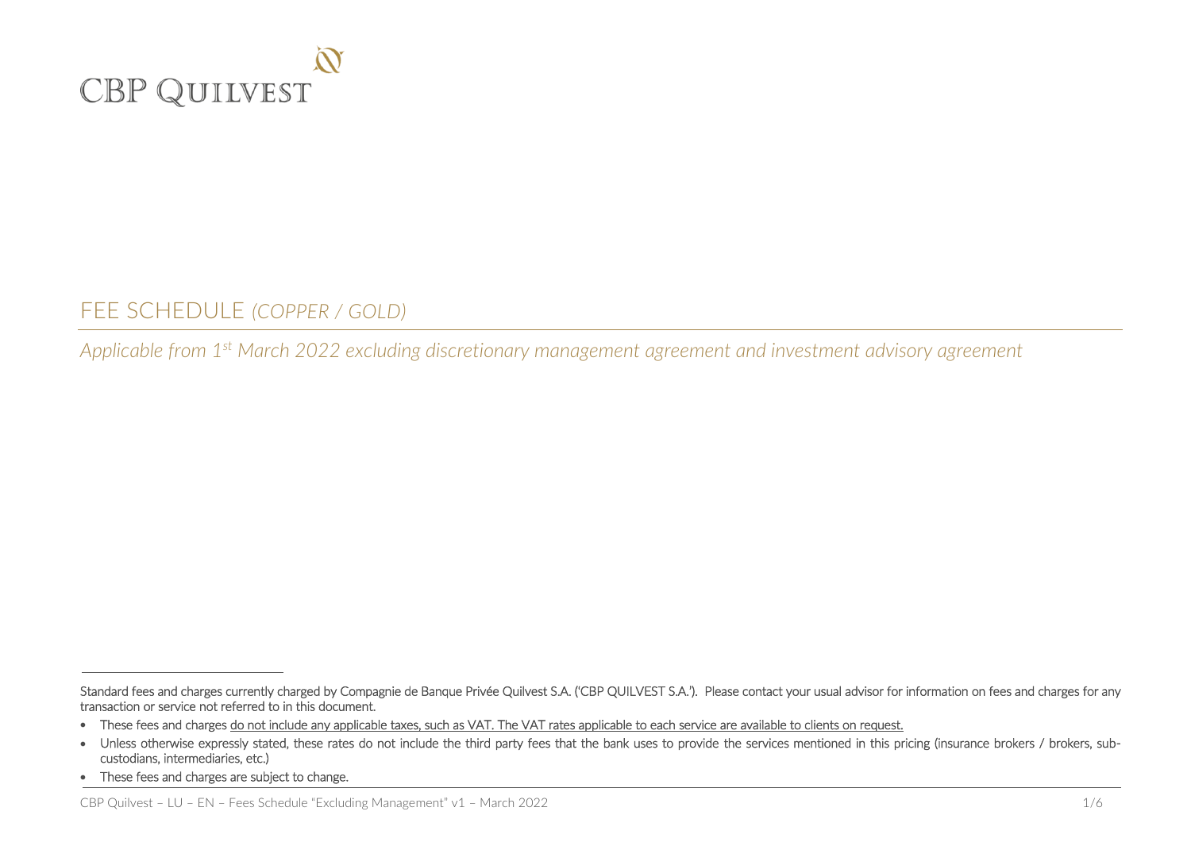CBP QUILVEST

# FEE SCHEDULE *(COPPER / GOLD)*

*Applicable from 1st March 2022 excluding discretionary management agreement and investment advisory agreement*

---

Standard fees and charges currently charged by Compagnie de Banque Privée Quilvest S.A. ('CBP QUILVEST S.A.'). Please contact your usual advisor for information on fees and charges for any transaction or service not referred to in this document.

- These fees and charges do not include any applicable taxes, such as VAT. The VAT rates applicable to each service are available to clients on request.
- Unless otherwise expressly stated, these rates do not include the third party fees that the bank uses to provide the services mentioned in this pricing (insurance brokers / brokers, sub-custodians, intermediaries, etc.)
- These fees and charges are subject to change.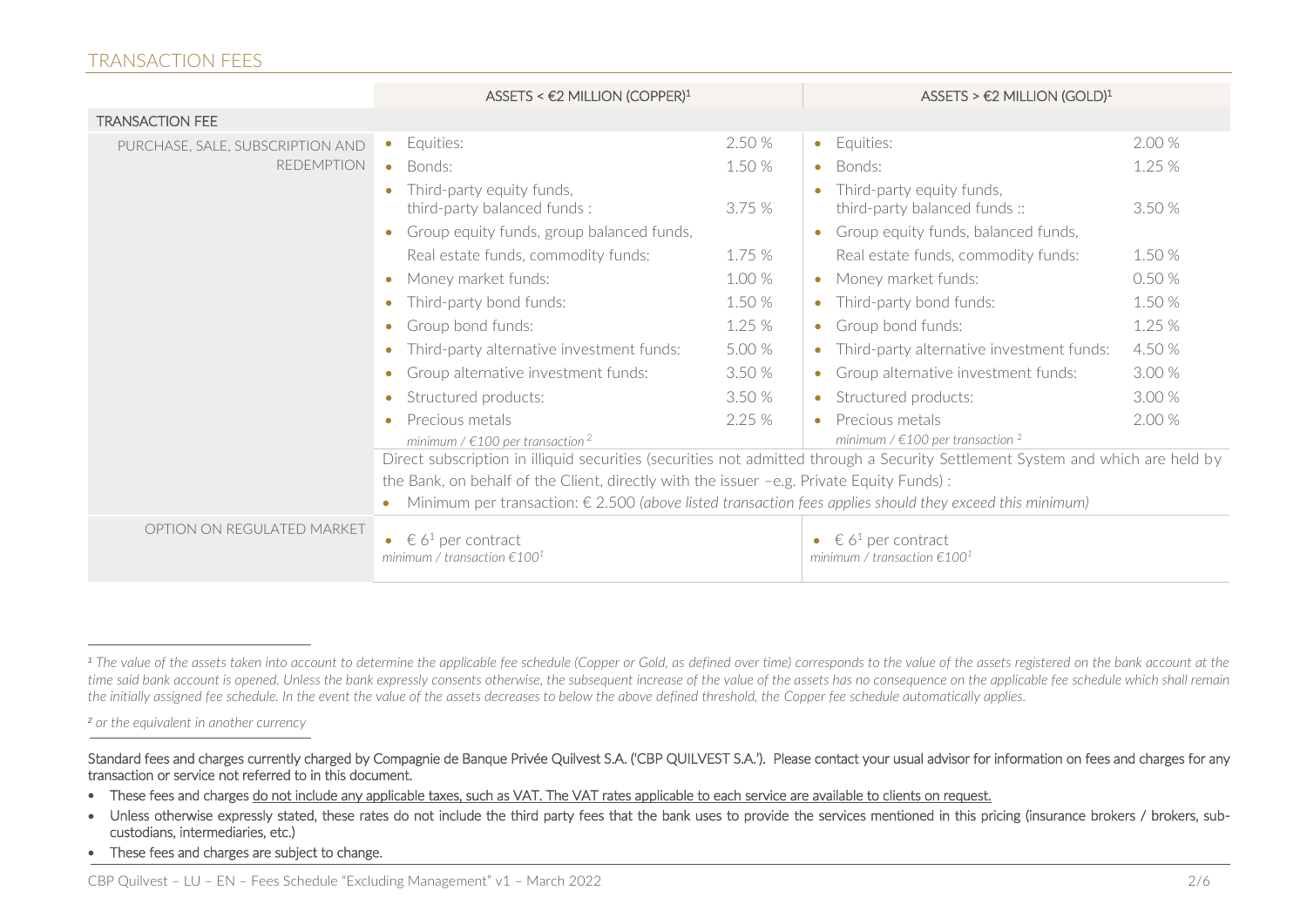## TRANSACTION FEES

| | ASSETS < €2 MILLION (COPPER)[1] | | ASSETS > €2 MILLION (GOLD)[1] | |
|---|---|---|---|---|
| **TRANSACTION FEE** | | | | |
| PURCHASE, SALE, SUBSCRIPTION AND REDEMPTION | • Equities: | 2.50 % | • Equities: | 2.00 % |
| | • Bonds: | 1.50 % | • Bonds: | 1.25 % |
| | • Third-party equity funds, third-party balanced funds : | 3.75 % | • Third-party equity funds, third-party balanced funds :: | 3.50 % |
| | • Group equity funds, group balanced funds, Real estate funds, commodity funds: | 1.75 % | • Group equity funds, balanced funds, Real estate funds, commodity funds: | 1.50 % |
| | • Money market funds: | 1.00 % | • Money market funds: | 0.50 % |
| | • Third-party bond funds: | 1.50 % | • Third-party bond funds: | 1.50 % |
| | • Group bond funds: | 1.25 % | • Group bond funds: | 1.25 % |
| | • Third-party alternative investment funds: | 5.00 % | • Third-party alternative investment funds: | 4.50 % |
| | • Group alternative investment funds: | 3.50 % | • Group alternative investment funds: | 3.00 % |
| | • Structured products: | 3.50 % | • Structured products: | 3.00 % |
| | • Precious metals *minimum / €100 per transaction* [2] | 2.25 % | • Precious metals *minimum / €100 per transaction* [2] | 2.00 % |
| | Direct subscription in illiquid securities (securities not admitted through a Security Settlement System and which are held by the Bank, on behalf of the Client, directly with the issuer –e.g. Private Equity Funds) : • Minimum per transaction: € 2.500 *(above listed transaction fees applies should they exceed this minimum)* | | | |
| OPTION ON REGULATED MARKET | • € 6[1] per contract *minimum / transaction €100*[1] | | • € 6[1] per contract *minimum / transaction €100*[1] | |

---

*[1] The value of the assets taken into account to determine the applicable fee schedule (Copper or Gold, as defined over time) corresponds to the value of the assets registered on the bank account at the time said bank account is opened. Unless the bank expressly consents otherwise, the subsequent increase of the value of the assets has no consequence on the applicable fee schedule which shall remain the initially assigned fee schedule. In the event the value of the assets decreases to below the above defined threshold, the Copper fee schedule automatically applies.*

*[2] or the equivalent in another currency*

---

Standard fees and charges currently charged by Compagnie de Banque Privée Quilvest S.A. ('CBP QUILVEST S.A.'). Please contact your usual advisor for information on fees and charges for any transaction or service not referred to in this document.

- These fees and charges do not include any applicable taxes, such as VAT. The VAT rates applicable to each service are available to clients on request.
- Unless otherwise expressly stated, these rates do not include the third party fees that the bank uses to provide the services mentioned in this pricing (insurance brokers / brokers, sub-custodians, intermediaries, etc.)
- These fees and charges are subject to change.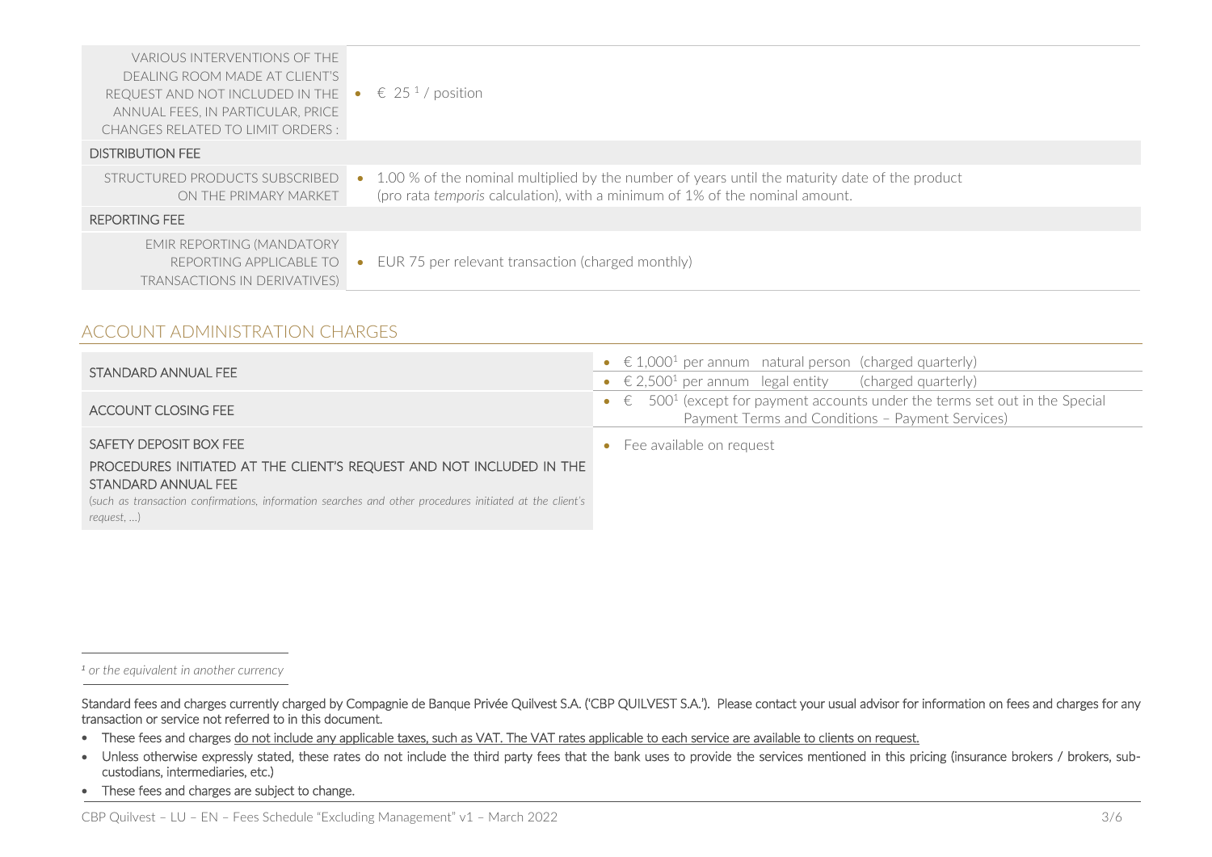| | |
|---|---|
| VARIOUS INTERVENTIONS OF THE DEALING ROOM MADE AT CLIENT'S REQUEST AND NOT INCLUDED IN THE ANNUAL FEES, IN PARTICULAR, PRICE CHANGES RELATED TO LIMIT ORDERS : | • € 25 [1] / position |
| **DISTRIBUTION FEE** | |
| STRUCTURED PRODUCTS SUBSCRIBED ON THE PRIMARY MARKET | • 1.00 % of the nominal multiplied by the number of years until the maturity date of the product (pro rata *temporis* calculation), with a minimum of 1% of the nominal amount. |
| **REPORTING FEE** | |
| EMIR REPORTING (MANDATORY REPORTING APPLICABLE TO TRANSACTIONS IN DERIVATIVES) | • EUR 75 per relevant transaction (charged monthly) |

## ACCOUNT ADMINISTRATION CHARGES

| | |
|---|---|
| STANDARD ANNUAL FEE | • € 1,000[1] per annum natural person (charged quarterly)<br>• € 2,500[1] per annum legal entity (charged quarterly) |
| ACCOUNT CLOSING FEE | • € 500[1] (except for payment accounts under the terms set out in the Special Payment Terms and Conditions – Payment Services) |
| SAFETY DEPOSIT BOX FEE<br><br>PROCEDURES INITIATED AT THE CLIENT'S REQUEST AND NOT INCLUDED IN THE STANDARD ANNUAL FEE<br>*(such as transaction confirmations, information searches and other procedures initiated at the client's request, …)* | • Fee available on request |

[1] *or the equivalent in another currency*

Standard fees and charges currently charged by Compagnie de Banque Privée Quilvest S.A. ('CBP QUILVEST S.A.'). Please contact your usual advisor for information on fees and charges for any transaction or service not referred to in this document.

- These fees and charges do not include any applicable taxes, such as VAT. The VAT rates applicable to each service are available to clients on request.
- Unless otherwise expressly stated, these rates do not include the third party fees that the bank uses to provide the services mentioned in this pricing (insurance brokers / brokers, sub-custodians, intermediaries, etc.)
- These fees and charges are subject to change.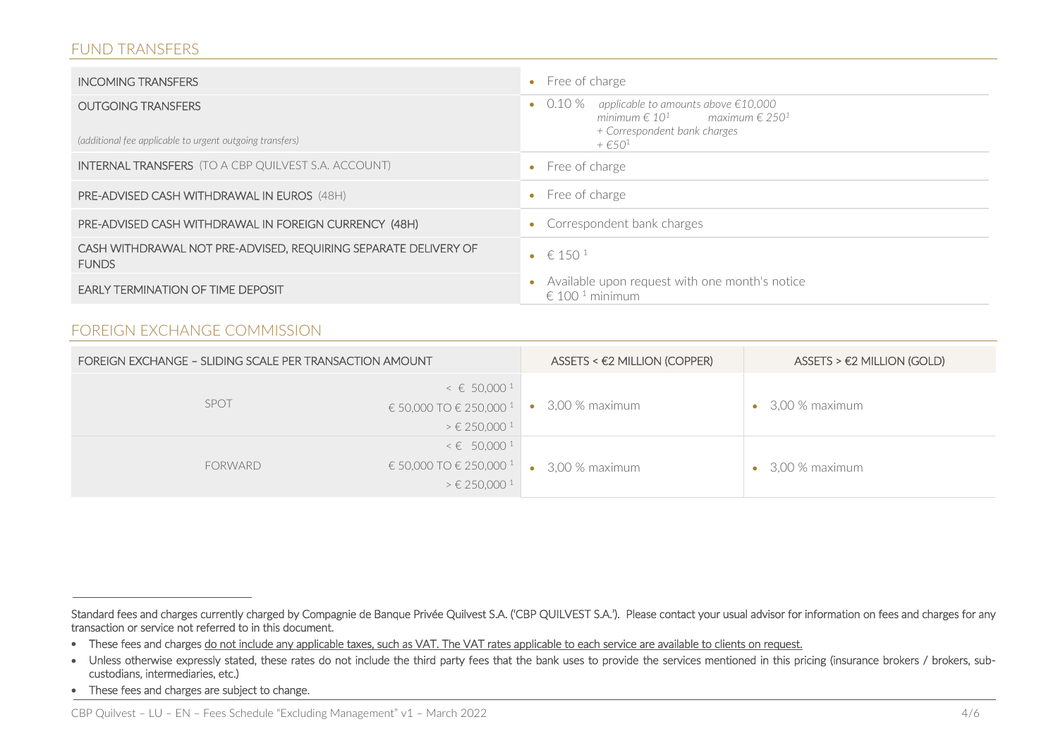## FUND TRANSFERS

| | |
|---|---|
| INCOMING TRANSFERS | • Free of charge |
| OUTGOING TRANSFERS<br><br>*(additional fee applicable to urgent outgoing transfers)* | • 0.10 % *applicable to amounts above €10,000*<br>*minimum € 10*[1] *maximum € 250*[1]<br>*+ Correspondent bank charges*<br>*+ €50*[1] |
| INTERNAL TRANSFERS (TO A CBP QUILVEST S.A. ACCOUNT) | • Free of charge |
| PRE-ADVISED CASH WITHDRAWAL IN EUROS (48H) | • Free of charge |
| PRE-ADVISED CASH WITHDRAWAL IN FOREIGN CURRENCY (48H) | • Correspondent bank charges |
| CASH WITHDRAWAL NOT PRE-ADVISED, REQUIRING SEPARATE DELIVERY OF FUNDS | • € 150 [1] |
| EARLY TERMINATION OF TIME DEPOSIT | • Available upon request with one month's notice<br>€ 100 [1] minimum |

## FOREIGN EXCHANGE COMMISSION

| FOREIGN EXCHANGE – SLIDING SCALE PER TRANSACTION AMOUNT | | ASSETS < €2 MILLION (COPPER) | ASSETS > €2 MILLION (GOLD) |
|---|---|---|---|
| SPOT | < € 50,000 [1]<br>€ 50,000 TO € 250,000 [1]<br>> € 250,000 [1] | • 3,00 % maximum | • 3,00 % maximum |
| FORWARD | < € 50,000 [1]<br>€ 50,000 TO € 250,000 [1]<br>> € 250,000 [1] | • 3,00 % maximum | • 3,00 % maximum |

---

Standard fees and charges currently charged by Compagnie de Banque Privée Quilvest S.A. ('CBP QUILVEST S.A.'). Please contact your usual advisor for information on fees and charges for any transaction or service not referred to in this document.

- These fees and charges do not include any applicable taxes, such as VAT. The VAT rates applicable to each service are available to clients on request.
- Unless otherwise expressly stated, these rates do not include the third party fees that the bank uses to provide the services mentioned in this pricing (insurance brokers / brokers, sub-custodians, intermediaries, etc.)
- These fees and charges are subject to change.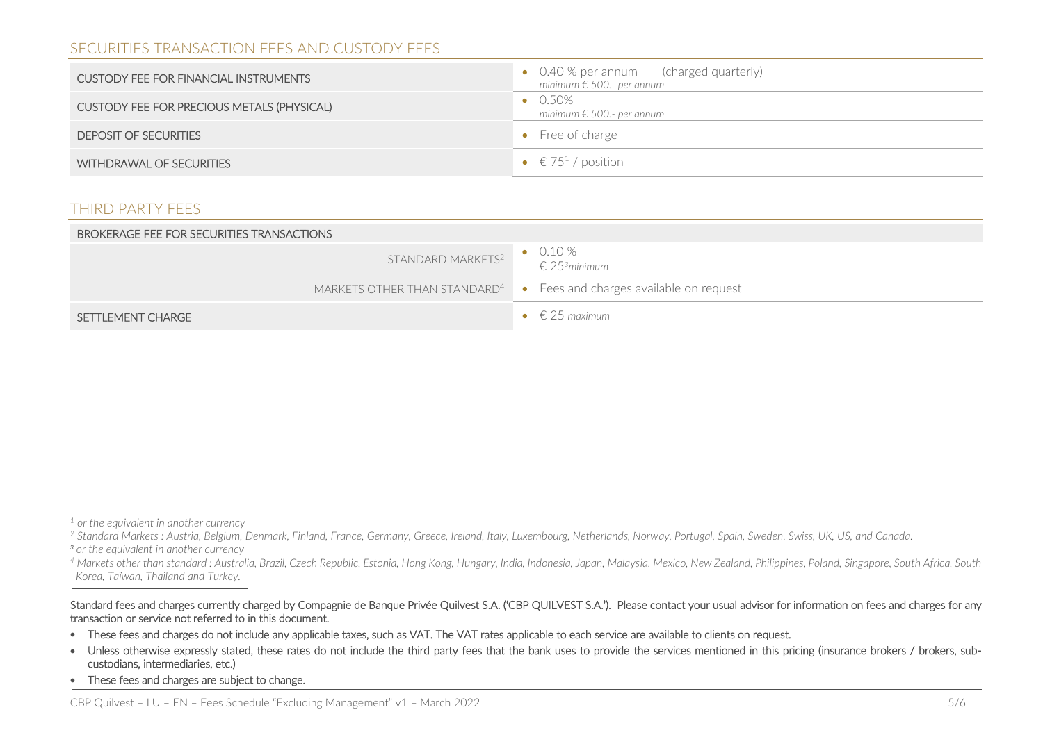## SECURITIES TRANSACTION FEES AND CUSTODY FEES

| | |
|---|---|
| CUSTODY FEE FOR FINANCIAL INSTRUMENTS | • 0.40 % per annum (charged quarterly)<br>*minimum € 500.- per annum* |
| CUSTODY FEE FOR PRECIOUS METALS (PHYSICAL) | • 0.50%<br>*minimum € 500.- per annum* |
| DEPOSIT OF SECURITIES | • Free of charge |
| WITHDRAWAL OF SECURITIES | • € 75[1] / position |

## THIRD PARTY FEES

| | |
|---|---|
| BROKERAGE FEE FOR SECURITIES TRANSACTIONS | |
| STANDARD MARKETS[2] | • 0.10 %<br>€ 25[3] *minimum* |
| MARKETS OTHER THAN STANDARD[4] | • Fees and charges available on request |
| SETTLEMENT CHARGE | • € 25 *maximum* |

---

[1] *or the equivalent in another currency*

[2] *Standard Markets : Austria, Belgium, Denmark, Finland, France, Germany, Greece, Ireland, Italy, Luxembourg, Netherlands, Norway, Portugal, Spain, Sweden, Swiss, UK, US, and Canada.*

[3] *or the equivalent in another currency*

[4] *Markets other than standard : Australia, Brazil, Czech Republic, Estonia, Hong Kong, Hungary, India, Indonesia, Japan, Malaysia, Mexico, New Zealand, Philippines, Poland, Singapore, South Africa, South Korea, Taïwan, Thailand and Turkey.*

Standard fees and charges currently charged by Compagnie de Banque Privée Quilvest S.A. ('CBP QUILVEST S.A.'). Please contact your usual advisor for information on fees and charges for any transaction or service not referred to in this document.

- These fees and charges do not include any applicable taxes, such as VAT. The VAT rates applicable to each service are available to clients on request.
- Unless otherwise expressly stated, these rates do not include the third party fees that the bank uses to provide the services mentioned in this pricing (insurance brokers / brokers, sub-custodians, intermediaries, etc.)
- These fees and charges are subject to change.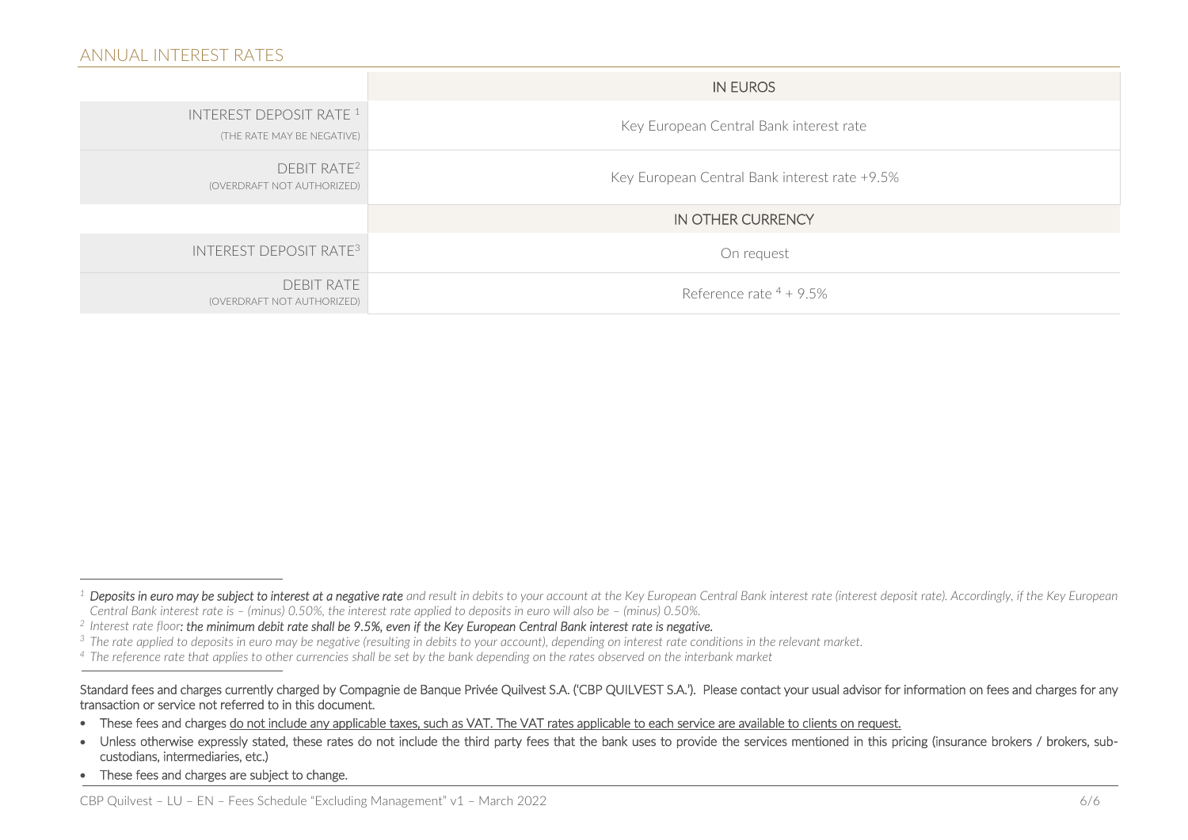## ANNUAL INTEREST RATES

| | IN EUROS |
|---|---|
| INTEREST DEPOSIT RATE [1] (THE RATE MAY BE NEGATIVE) | Key European Central Bank interest rate |
| DEBIT RATE[2] (OVERDRAFT NOT AUTHORIZED) | Key European Central Bank interest rate +9.5% |
| | **IN OTHER CURRENCY** |
| INTEREST DEPOSIT RATE[3] | On request |
| DEBIT RATE (OVERDRAFT NOT AUTHORIZED) | Reference rate [4] + 9.5% |

[1] ***Deposits in euro may be subject to interest at a negative rate*** *and result in debits to your account at the Key European Central Bank interest rate (interest deposit rate). Accordingly, if the Key European Central Bank interest rate is – (minus) 0.50%, the interest rate applied to deposits in euro will also be – (minus) 0.50%.*

[2] *Interest rate floor****: the minimum debit rate shall be 9.5%, even if the Key European Central Bank interest rate is negative.***

[3] *The rate applied to deposits in euro may be negative (resulting in debits to your account), depending on interest rate conditions in the relevant market.*

[4] *The reference rate that applies to other currencies shall be set by the bank depending on the rates observed on the interbank market*

Standard fees and charges currently charged by Compagnie de Banque Privée Quilvest S.A. ('CBP QUILVEST S.A.'). Please contact your usual advisor for information on fees and charges for any transaction or service not referred to in this document.

- These fees and charges do not include any applicable taxes, such as VAT. The VAT rates applicable to each service are available to clients on request.
- Unless otherwise expressly stated, these rates do not include the third party fees that the bank uses to provide the services mentioned in this pricing (insurance brokers / brokers, sub-custodians, intermediaries, etc.)
- These fees and charges are subject to change.